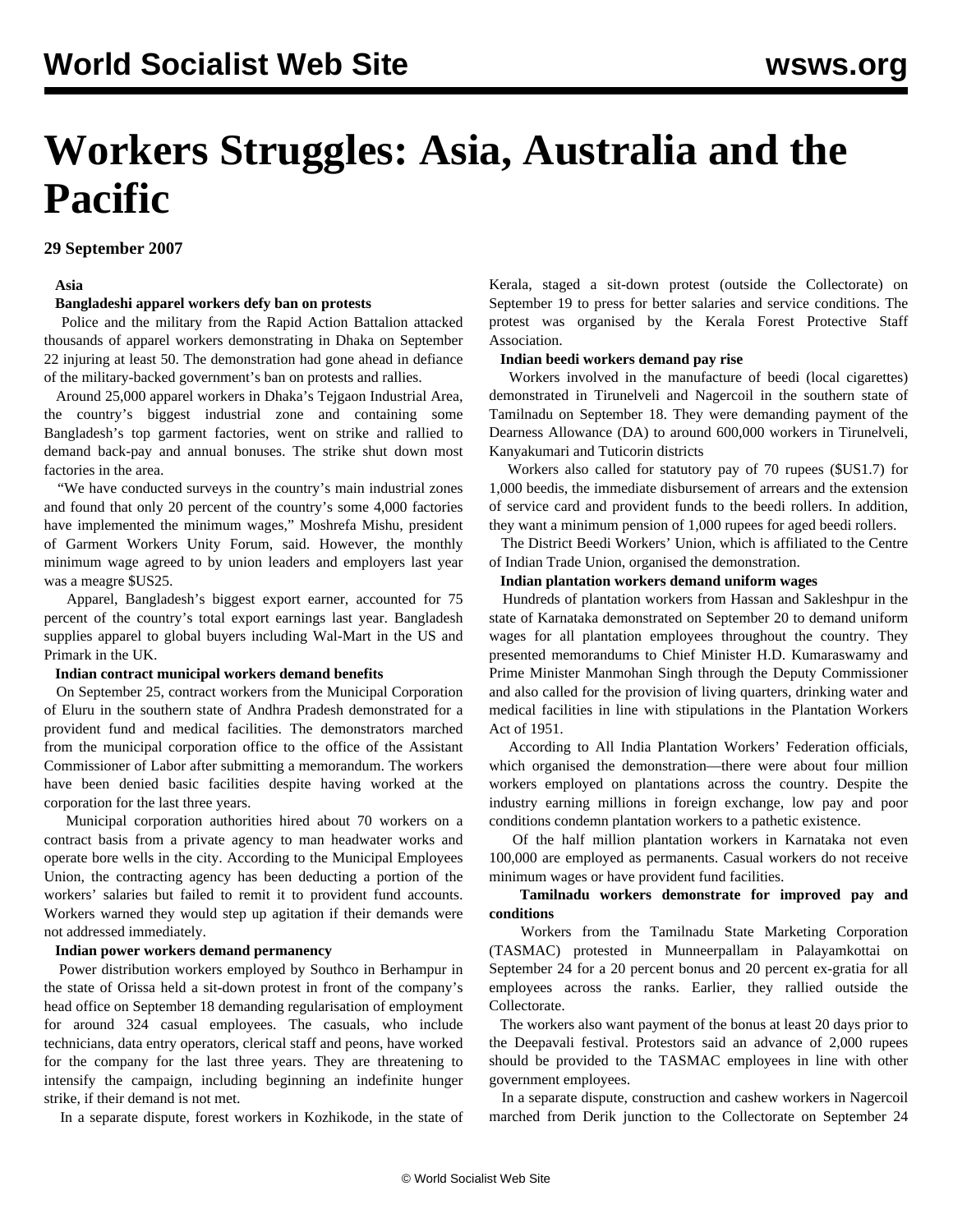# Workers Struggles: Asia, Australia and the Pacific

**29 September 2007**

## Asia

### Bangladeshi apparel workers defy ban on protests

Police and the military from the Rapid Action Battalion attacked thousands of apparel workers demonstrating in Dhaka on September 22 injuring at least 50. The demonstration had gone ahead in defiance of the military-backed government's ban on protests and rallies.

Around 25,000 apparel workers in Dhaka's Tejgaon Industrial Area, the country's biggest industrial zone and containing some Bangladesh's top garment factories, went on strike and rallied to demand back-pay and annual bonuses. The strike shut down most factories in the area.

"We have conducted surveys in the country's main industrial zones and found that only 20 percent of the country's some 4,000 factories have implemented the minimum wages," Moshrefa Mishu, president of Garment Workers Unity Forum, said. However, the monthly minimum wage agreed to by union leaders and employers last year was a meagre $US25.

Apparel, Bangladesh's biggest export earner, accounted for 75 percent of the country's total export earnings last year. Bangladesh supplies apparel to global buyers including Wal-Mart in the US and Primark in the UK.

### Indian contract municipal workers demand benefits

On September 25, contract workers from the Municipal Corporation of Eluru in the southern state of Andhra Pradesh demonstrated for a provident fund and medical facilities. The demonstrators marched from the municipal corporation office to the office of the Assistant Commissioner of Labor after submitting a memorandum. The workers have been denied basic facilities despite having worked at the corporation for the last three years.

Municipal corporation authorities hired about 70 workers on a contract basis from a private agency to man headwater works and operate bore wells in the city. According to the Municipal Employees Union, the contracting agency has been deducting a portion of the workers' salaries but failed to remit it to provident fund accounts. Workers warned they would step up agitation if their demands were not addressed immediately.

### Indian power workers demand permanency

Power distribution workers employed by Southco in Berhampur in the state of Orissa held a sit-down protest in front of the company's head office on September 18 demanding regularisation of employment for around 324 casual employees. The casuals, who include technicians, data entry operators, clerical staff and peons, have worked for the company for the last three years. They are threatening to intensify the campaign, including beginning an indefinite hunger strike, if their demand is not met.

In a separate dispute, forest workers in Kozhikode, in the state of Kerala, staged a sit-down protest (outside the Collectorate) on September 19 to press for better salaries and service conditions. The protest was organised by the Kerala Forest Protective Staff Association.

### Indian beedi workers demand pay rise

Workers involved in the manufacture of beedi (local cigarettes) demonstrated in Tirunelveli and Nagercoil in the southern state of Tamilnadu on September 18. They were demanding payment of the Dearness Allowance (DA) to around 600,000 workers in Tirunelveli, Kanyakumari and Tuticorin districts

Workers also called for statutory pay of 70 rupees ($US1.7) for 1,000 beedis, the immediate disbursement of arrears and the extension of service card and provident funds to the beedi rollers. In addition, they want a minimum pension of 1,000 rupees for aged beedi rollers.

The District Beedi Workers' Union, which is affiliated to the Centre of Indian Trade Union, organised the demonstration.

### Indian plantation workers demand uniform wages

Hundreds of plantation workers from Hassan and Sakleshpur in the state of Karnataka demonstrated on September 20 to demand uniform wages for all plantation employees throughout the country. They presented memorandums to Chief Minister H.D. Kumaraswamy and Prime Minister Manmohan Singh through the Deputy Commissioner and also called for the provision of living quarters, drinking water and medical facilities in line with stipulations in the Plantation Workers Act of 1951.

According to All India Plantation Workers' Federation officials, which organised the demonstration—there were about four million workers employed on plantations across the country. Despite the industry earning millions in foreign exchange, low pay and poor conditions condemn plantation workers to a pathetic existence.

Of the half million plantation workers in Karnataka not even 100,000 are employed as permanents. Casual workers do not receive minimum wages or have provident fund facilities.

### Tamilnadu workers demonstrate for improved pay and conditions

Workers from the Tamilnadu State Marketing Corporation (TASMAC) protested in Munneerpallam in Palayamkottai on September 24 for a 20 percent bonus and 20 percent ex-gratia for all employees across the ranks. Earlier, they rallied outside the Collectorate.

The workers also want payment of the bonus at least 20 days prior to the Deepavali festival. Protestors said an advance of 2,000 rupees should be provided to the TASMAC employees in line with other government employees.

In a separate dispute, construction and cashew workers in Nagercoil marched from Derik junction to the Collectorate on September 24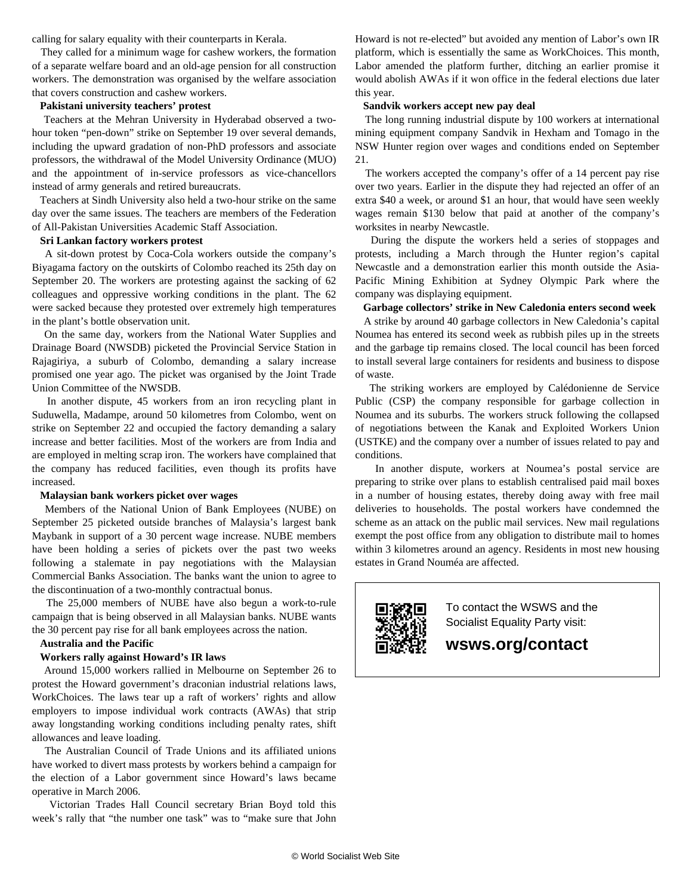calling for salary equality with their counterparts in Kerala.

They called for a minimum wage for cashew workers, the formation of a separate welfare board and an old-age pension for all construction workers. The demonstration was organised by the welfare association that covers construction and cashew workers.

**Pakistani university teachers' protest**

Teachers at the Mehran University in Hyderabad observed a two-hour token "pen-down" strike on September 19 over several demands, including the upward gradation of non-PhD professors and associate professors, the withdrawal of the Model University Ordinance (MUO) and the appointment of in-service professors as vice-chancellors instead of army generals and retired bureaucrats.

Teachers at Sindh University also held a two-hour strike on the same day over the same issues. The teachers are members of the Federation of All-Pakistan Universities Academic Staff Association.

**Sri Lankan factory workers protest**

A sit-down protest by Coca-Cola workers outside the company's Biyagama factory on the outskirts of Colombo reached its 25th day on September 20. The workers are protesting against the sacking of 62 colleagues and oppressive working conditions in the plant. The 62 were sacked because they protested over extremely high temperatures in the plant's bottle observation unit.

On the same day, workers from the National Water Supplies and Drainage Board (NWSDB) picketed the Provincial Service Station in Rajagiriya, a suburb of Colombo, demanding a salary increase promised one year ago. The picket was organised by the Joint Trade Union Committee of the NWSDB.

In another dispute, 45 workers from an iron recycling plant in Suduwella, Madampe, around 50 kilometres from Colombo, went on strike on September 22 and occupied the factory demanding a salary increase and better facilities. Most of the workers are from India and are employed in melting scrap iron. The workers have complained that the company has reduced facilities, even though its profits have increased.

**Malaysian bank workers picket over wages**

Members of the National Union of Bank Employees (NUBE) on September 25 picketed outside branches of Malaysia's largest bank Maybank in support of a 30 percent wage increase. NUBE members have been holding a series of pickets over the past two weeks following a stalemate in pay negotiations with the Malaysian Commercial Banks Association. The banks want the union to agree to the discontinuation of a two-monthly contractual bonus.

The 25,000 members of NUBE have also begun a work-to-rule campaign that is being observed in all Malaysian banks. NUBE wants the 30 percent pay rise for all bank employees across the nation.

**Australia and the Pacific**

**Workers rally against Howard's IR laws**

Around 15,000 workers rallied in Melbourne on September 26 to protest the Howard government's draconian industrial relations laws, WorkChoices. The laws tear up a raft of workers' rights and allow employers to impose individual work contracts (AWAs) that strip away longstanding working conditions including penalty rates, shift allowances and leave loading.

The Australian Council of Trade Unions and its affiliated unions have worked to divert mass protests by workers behind a campaign for the election of a Labor government since Howard's laws became operative in March 2006.

Victorian Trades Hall Council secretary Brian Boyd told this week's rally that "the number one task" was to "make sure that John Howard is not re-elected" but avoided any mention of Labor's own IR platform, which is essentially the same as WorkChoices. This month, Labor amended the platform further, ditching an earlier promise it would abolish AWAs if it won office in the federal elections due later this year.

**Sandvik workers accept new pay deal**

The long running industrial dispute by 100 workers at international mining equipment company Sandvik in Hexham and Tomago in the NSW Hunter region over wages and conditions ended on September 21.

The workers accepted the company's offer of a 14 percent pay rise over two years. Earlier in the dispute they had rejected an offer of an extra $40 a week, or around $1 an hour, that would have seen weekly wages remain $130 below that paid at another of the company's worksites in nearby Newcastle.

During the dispute the workers held a series of stoppages and protests, including a March through the Hunter region's capital Newcastle and a demonstration earlier this month outside the Asia-Pacific Mining Exhibition at Sydney Olympic Park where the company was displaying equipment.

**Garbage collectors' strike in New Caledonia enters second week**

A strike by around 40 garbage collectors in New Caledonia's capital Noumea has entered its second week as rubbish piles up in the streets and the garbage tip remains closed. The local council has been forced to install several large containers for residents and business to dispose of waste.

The striking workers are employed by Calédonienne de Service Public (CSP) the company responsible for garbage collection in Noumea and its suburbs. The workers struck following the collapsed of negotiations between the Kanak and Exploited Workers Union (USTKE) and the company over a number of issues related to pay and conditions.

In another dispute, workers at Noumea's postal service are preparing to strike over plans to establish centralised paid mail boxes in a number of housing estates, thereby doing away with free mail deliveries to households. The postal workers have condemned the scheme as an attack on the public mail services. New mail regulations exempt the post office from any obligation to distribute mail to homes within 3 kilometres around an agency. Residents in most new housing estates in Grand Nouméa are affected.

To contact the WSWS and the Socialist Equality Party visit:

**wsws.org/contact**